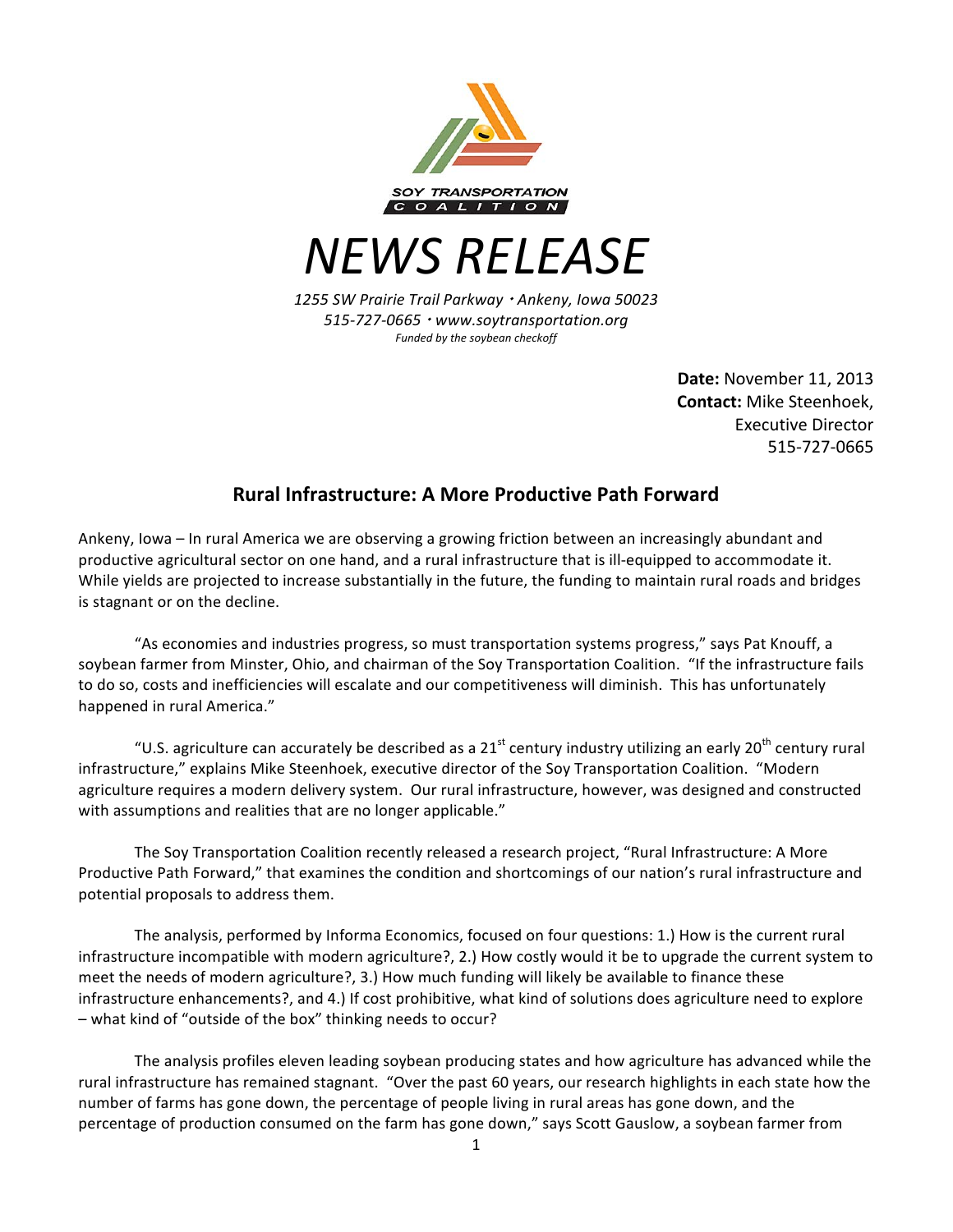SOY TRANSPORTATION COALITION

# NEWS RELEASE

*1255 SW Prairie Trail Parkway · Ankeny, Iowa 50023*
*515-727-0665 · www.soytransportation.org*
*Funded by the soybean checkoff*

**Date:** November 11, 2013
**Contact:** Mike Steenhoek, Executive Director
515-727-0665

## Rural Infrastructure: A More Productive Path Forward

Ankeny, Iowa – In rural America we are observing a growing friction between an increasingly abundant and productive agricultural sector on one hand, and a rural infrastructure that is ill-equipped to accommodate it. While yields are projected to increase substantially in the future, the funding to maintain rural roads and bridges is stagnant or on the decline.

"As economies and industries progress, so must transportation systems progress," says Pat Knouff, a soybean farmer from Minster, Ohio, and chairman of the Soy Transportation Coalition. "If the infrastructure fails to do so, costs and inefficiencies will escalate and our competitiveness will diminish. This has unfortunately happened in rural America."

"U.S. agriculture can accurately be described as a 21st century industry utilizing an early 20th century rural infrastructure," explains Mike Steenhoek, executive director of the Soy Transportation Coalition. "Modern agriculture requires a modern delivery system. Our rural infrastructure, however, was designed and constructed with assumptions and realities that are no longer applicable."

The Soy Transportation Coalition recently released a research project, "Rural Infrastructure: A More Productive Path Forward," that examines the condition and shortcomings of our nation's rural infrastructure and potential proposals to address them.

The analysis, performed by Informa Economics, focused on four questions: 1.) How is the current rural infrastructure incompatible with modern agriculture?, 2.) How costly would it be to upgrade the current system to meet the needs of modern agriculture?, 3.) How much funding will likely be available to finance these infrastructure enhancements?, and 4.) If cost prohibitive, what kind of solutions does agriculture need to explore – what kind of "outside of the box" thinking needs to occur?

The analysis profiles eleven leading soybean producing states and how agriculture has advanced while the rural infrastructure has remained stagnant. "Over the past 60 years, our research highlights in each state how the number of farms has gone down, the percentage of people living in rural areas has gone down, and the percentage of production consumed on the farm has gone down," says Scott Gauslow, a soybean farmer from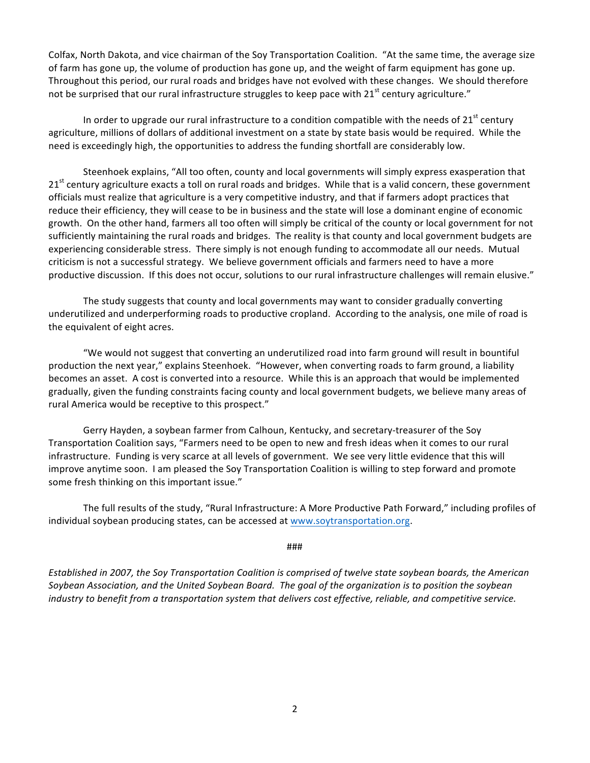Colfax, North Dakota, and vice chairman of the Soy Transportation Coalition. "At the same time, the average size of farm has gone up, the volume of production has gone up, and the weight of farm equipment has gone up. Throughout this period, our rural roads and bridges have not evolved with these changes. We should therefore not be surprised that our rural infrastructure struggles to keep pace with 21st century agriculture."

In order to upgrade our rural infrastructure to a condition compatible with the needs of 21st century agriculture, millions of dollars of additional investment on a state by state basis would be required. While the need is exceedingly high, the opportunities to address the funding shortfall are considerably low.

Steenhoek explains, "All too often, county and local governments will simply express exasperation that 21st century agriculture exacts a toll on rural roads and bridges. While that is a valid concern, these government officials must realize that agriculture is a very competitive industry, and that if farmers adopt practices that reduce their efficiency, they will cease to be in business and the state will lose a dominant engine of economic growth. On the other hand, farmers all too often will simply be critical of the county or local government for not sufficiently maintaining the rural roads and bridges. The reality is that county and local government budgets are experiencing considerable stress. There simply is not enough funding to accommodate all our needs. Mutual criticism is not a successful strategy. We believe government officials and farmers need to have a more productive discussion. If this does not occur, solutions to our rural infrastructure challenges will remain elusive."

The study suggests that county and local governments may want to consider gradually converting underutilized and underperforming roads to productive cropland. According to the analysis, one mile of road is the equivalent of eight acres.

"We would not suggest that converting an underutilized road into farm ground will result in bountiful production the next year," explains Steenhoek. "However, when converting roads to farm ground, a liability becomes an asset. A cost is converted into a resource. While this is an approach that would be implemented gradually, given the funding constraints facing county and local government budgets, we believe many areas of rural America would be receptive to this prospect."

Gerry Hayden, a soybean farmer from Calhoun, Kentucky, and secretary-treasurer of the Soy Transportation Coalition says, "Farmers need to be open to new and fresh ideas when it comes to our rural infrastructure. Funding is very scarce at all levels of government. We see very little evidence that this will improve anytime soon. I am pleased the Soy Transportation Coalition is willing to step forward and promote some fresh thinking on this important issue."

The full results of the study, "Rural Infrastructure: A More Productive Path Forward," including profiles of individual soybean producing states, can be accessed at www.soytransportation.org.

###

*Established in 2007, the Soy Transportation Coalition is comprised of twelve state soybean boards, the American Soybean Association, and the United Soybean Board. The goal of the organization is to position the soybean industry to benefit from a transportation system that delivers cost effective, reliable, and competitive service.*